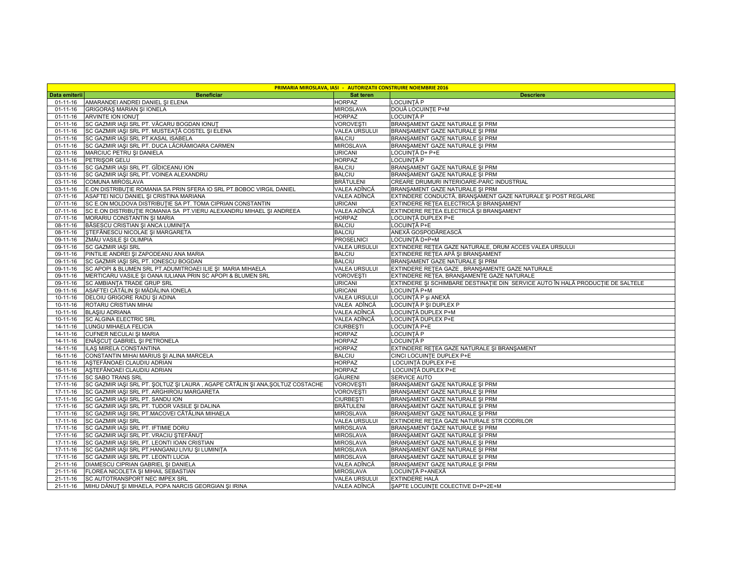| PRIMARIA MIROSLAVA, IASI - AUTORIZATII CONSTRUIRE NOIEMBRIE 2016 | | | |
|---|---|---|---|
| Data emiterii | Beneficiar | Sat teren | Descriere |
| 01-11-16 | AMARANDEI ANDREI DANIEL ŞI ELENA | HORPAZ | LOCUINŢĂ P |
| 01-11-16 | GRIGORAŞ MARIAN ŞI IONELA | MIROSLAVA | DOUĂ LOCUINŢE P+M |
| 01-11-16 | ARVINTE ION IONUŢ | HORPAZ | LOCUINŢĂ P |
| 01-11-16 | SC GAZMIR IAŞI SRL PT. VĂCARU BOGDAN IONUŢ | VOROVEŞTI | BRANŞAMENT GAZE NATURALE ŞI PRM |
| 01-11-16 | SC GAZMIR IAŞI SRL PT. MUSTEAŢĂ COSTEL ŞI ELENA | VALEA URSULUI | BRANŞAMENT GAZE NATURALE ŞI PRM |
| 01-11-16 | SC GAZMIR IAŞI SRL PT.KASAL ISABELA | BALCIU | BRANŞAMENT GAZE NATURALE ŞI PRM |
| 01-11-16 | SC GAZMIR IAŞI SRL PT. DUCA LĂCRĂMIOARA CARMEN | MIROSLAVA | BRANŞAMENT GAZE NATURALE ŞI PRM |
| 02-11-16 | MARCIUC PETRU ŞI DANIELA | URICANI | LOCUINŢĂ D+ P+E |
| 03-11-16 | PETRIŞOR GELU | HORPAZ | LOCUINŢĂ P |
| 03-11-16 | SC GAZMIR IAŞI SRL PT. GÎDICEANU ION | BALCIU | BRANŞAMENT GAZE NATURALE ŞI PRM |
| 03-11-16 | SC GAZMIR IAŞI SRL PT. VOINEA ALEXANDRU | BALCIU | BRANŞAMENT GAZE NATURALE ŞI PRM |
| 03-11-16 | COMUNA MIROSLAVA | BRĂTULENI | CREARE DRUMURI INTERIOARE-PARC INDUSTRIAL |
| 03-11-16 | E.ON DISTRIBUŢIE ROMANIA SA PRIN SFERA IO SRL PT.BOBOC VIRGIL DANIEL | VALEA ADÎNCĂ | BRANŞAMENT GAZE NATURALE ŞI PRM |
| 07-11-16 | ASAFTEI NICU DANIEL ŞI CRISTINA MARIANA | VALEA ADÎNCĂ | EXTINDERE CONDUCTĂ, BRANŞAMENT GAZE NATURALE ŞI POST REGLARE |
| 07-11-16 | SC E.ON MOLDOVA DISTRIBUŢIE SA PT. TOMA CIPRIAN CONSTANTIN | URICANI | EXTINDERE REŢEA ELECTRICĂ ŞI BRANŞAMENT |
| 07-11-16 | SC E.ON DISTRIBUŢIE ROMANIA SA PT.VIERU ALEXANDRU MIHAEL ŞI ANDREEA | VALEA ADÎNCĂ | EXTINDERE REŢEA ELECTRICĂ ŞI BRANŞAMENT |
| 07-11-16 | MORARIU CONSTANTIN ŞI MARIA | HORPAZ | LOCUINŢĂ DUPLEX P+E |
| 08-11-16 | BĂSESCU CRISTIAN ŞI ANCA LUMINIŢA | BALCIU | LOCUINŢĂ P+E |
| 08-11-16 | ŞTEFĂNESCU NICOLAE ŞI MARGARETA | BALCIU | ANEXĂ GOSPODĂREASCĂ |
| 09-11-16 | ZMĂU VASILE ŞI OLIMPIA | PROSELNICI | LOCUINŢĂ D+P+M |
| 09-11-16 | SC GAZMIR IAŞI SRL | VALEA URSULUI | EXTINDERE REŢEA GAZE NATURALE, DRUM ACCES VALEA URSULUI |
| 09-11-16 | PINTILIE ANDREI ŞI ZAPODEANU ANA MARIA | BALCIU | EXTINDERE REŢEA APĂ ŞI BRANŞAMENT |
| 09-11-16 | SC GAZMIR IAŞI SRL PT. IONESCU BOGDAN | BALCIU | BRANŞAMENT GAZE NATURALE ŞI PRM |
| 09-11-16 | SC APOPI & BLUMEN SRL PT.ADUMITROAEI ILIE ŞI MARIA MIHAELA | VALEA URSULUI | EXTINDERE REŢEA GAZE , BRANŞAMENTE GAZE NATURALE |
| 09-11-16 | MERTICARU VASILE ŞI OANA IULIANA PRIN SC APOPI & BLUMEN SRL | VOROVEŞTI | EXTINDERE REŢEA, BRANŞAMENTE GAZE NATURALE |
| 09-11-16 | SC AMBIANŢA TRADE GRUP SRL | URICANI | EXTINDERE ŞI SCHIMBARE DESTINAŢIE DIN SERVICE AUTO ÎN HALĂ PRODUCŢIE DE SALTELE |
| 09-11-16 | ASAFTEI CĂTĂLIN ŞI MĂDĂLINA IONELA | URICANI | LOCUINŢĂ P+M |
| 10-11-16 | DELOIU GRIGORE RADU ŞI ADINA | VALEA URSULUI | LOCUINŢĂ P şi ANEXĂ |
| 10-11-16 | ROTARU CRISTIAN MIHAI | VALEA ADÎNCĂ | LOCUINŢĂ P ŞI DUPLEX P |
| 10-11-16 | BLAŞIU ADRIANA | VALEA ADÎNCĂ | LOCUINŢĂ DUPLEX P+M |
| 10-11-16 | SC ALGINA ELECTRIC SRL | VALEA ADÎNCĂ | LOCUINŢĂ DUPLEX P+E |
| 14-11-16 | LUNGU MIHAELA FELICIA | CIURBEŞTI | LOCUINŢĂ P+E |
| 14-11-16 | CUFNER NECULAI ŞI MARIA | HORPAZ | LOCUINŢĂ P |
| 14-11-16 | ENĂŞCUŢ GABRIEL ŞI PETRONELA | HORPAZ | LOCUINŢĂ P |
| 14-11-16 | ILAŞ MIRELA CONSTANTINA | HORPAZ | EXTINDERE REŢEA GAZE NATURALE ŞI BRANŞAMENT |
| 16-11-16 | CONSTANTIN MIHAI MARIUS ŞI ALINA MARCELA | BALCIU | CINCI LOCUINŢE DUPLEX P+E |
| 16-11-16 | AŞTEFĂNOAEI CLAUDIU ADRIAN | HORPAZ | LOCUINŢĂ DUPLEX P+E |
| 16-11-16 | AŞTEFĂNOAEI CLAUDIU ADRIAN | HORPAZ | LOCUINŢĂ DUPLEX P+E |
| 17-11-16 | SC SABO TRANS SRL | GĂURENI | SERVICE AUTO |
| 17-11-16 | SC GAZMIR IAŞI SRL PT. ŞOLTUZ ŞI LAURA , AGAPE CĂTĂLIN ŞI ANA,ŞOLTUZ COSTACHE | VOROVEŞTI | BRANŞAMENT GAZE NATURALE ŞI PRM |
| 17-11-16 | SC GAZMIR IAŞI SRL PT. ARGHIROIU MARGARETA | VOROVEŞTI | BRANŞAMENT GAZE NATURALE ŞI PRM |
| 17-11-16 | SC GAZMIR IAŞI SRL PT. SANDU ION | CIURBEŞTI | BRANŞAMENT GAZE NATURALE ŞI PRM |
| 17-11-16 | SC GAZMIR IAŞI SRL PT. TUDOR VASILE ŞI DALINA | BRĂTULENI | BRANŞAMENT GAZE NATURALE ŞI PRM |
| 17-11-16 | SC GAZMIR IAŞI SRL PT.MACOVEI CĂTĂLINA MIHAELA | MIROSLAVA | BRANŞAMENT GAZE NATURALE ŞI PRM |
| 17-11-16 | SC GAZMIR IAŞI SRL | VALEA URSULUI | EXTINDERE REŢEA GAZE NATURALE STR CODRILOR |
| 17-11-16 | SC GAZMIR IAŞI SRL PT. IFTIMIE DORU | MIROSLAVA | BRANŞAMENT GAZE NATURALE ŞI PRM |
| 17-11-16 | SC GAZMIR IAŞI SRL PT. VRACIU ŞTEFĂNUŢ | MIROSLAVA | BRANŞAMENT GAZE NATURALE ŞI PRM |
| 17-11-16 | SC GAZMIR IAŞI SRL PT. LEONTI IOAN CRISTIAN | MIROSLAVA | BRANŞAMENT GAZE NATURALE ŞI PRM |
| 17-11-16 | SC GAZMIR IAŞI SRL PT.HANGANU LIVIU ŞI LUMINIŢA | MIROSLAVA | BRANŞAMENT GAZE NATURALE ŞI PRM |
| 17-11-16 | SC GAZMIR IAŞI SRL PT. LEONTI LUCIA | MIROSLAVA | BRANŞAMENT GAZE NATURALE ŞI PRM |
| 21-11-16 | DIAMESCU CIPRIAN GABRIEL ŞI DANIELA | VALEA ADÎNCĂ | BRANŞAMENT GAZE NATURALE ŞI PRM |
| 21-11-16 | FLOREA NICOLETA ŞI MIHAIL SEBASTIAN | MIROSLAVA | LOCUINŢĂ P+ANEXĂ |
| 21-11-16 | SC AUTOTRANSPORT NEC IMPEX SRL | VALEA URSULUI | EXTINDERE HALĂ |
| 21-11-16 | MIHU DĂNUŢ ŞI MIHAELA, POPA NARCIS GEORGIAN ŞI IRINA | VALEA ADÎNCĂ | ŞAPTE LOCUINŢE COLECTIVE D+P+2E+M |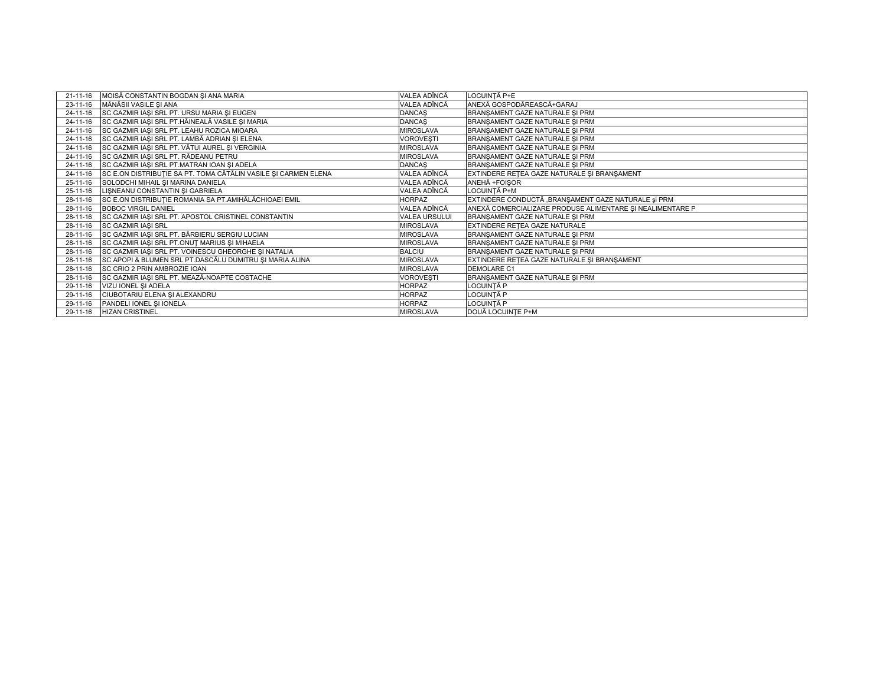| | | | |
|---|---|---|---|
| 21-11-16 | MOISĂ CONSTANTIN BOGDAN ŞI ANA MARIA | VALEA ADÎNCĂ | LOCUINŢĂ P+E |
| 23-11-16 | MĂNĂSII VASILE ŞI ANA | VALEA ADÎNCĂ | ANEXĂ GOSPODĂREASCĂ+GARAJ |
| 24-11-16 | SC GAZMIR IAŞI SRL PT. URSU MARIA ŞI EUGEN | DANCAŞ | BRANŞAMENT GAZE NATURALE ŞI PRM |
| 24-11-16 | SC GAZMIR IAŞI SRL PT.HĂINEALĂ VASILE ŞI MARIA | DANCAŞ | BRANŞAMENT GAZE NATURALE ŞI PRM |
| 24-11-16 | SC GAZMIR IAŞI SRL PT. LEAHU ROZICA MIOARA | MIROSLAVA | BRANŞAMENT GAZE NATURALE ŞI PRM |
| 24-11-16 | SC GAZMIR IAŞI SRL PT. LAMBĂ ADRIAN ŞI ELENA | VOROVEŞTI | BRANŞAMENT GAZE NATURALE ŞI PRM |
| 24-11-16 | SC GAZMIR IAŞI SRL PT. VĂTUI AUREL ŞI VERGINIA | MIROSLAVA | BRANŞAMENT GAZE NATURALE ŞI PRM |
| 24-11-16 | SC GAZMIR IAŞI SRL PT. RĂDEANU PETRU | MIROSLAVA | BRANŞAMENT GAZE NATURALE ŞI PRM |
| 24-11-16 | SC GAZMIR IAŞI SRL PT.MATRAN IOAN ŞI ADELA | DANCAŞ | BRANŞAMENT GAZE NATURALE ŞI PRM |
| 24-11-16 | SC E.ON DISTRIBUŢIE SA PT. TOMA CĂTĂLIN VASILE ŞI CARMEN ELENA | VALEA ADÎNCĂ | EXTINDERE REŢEA GAZE NATURALE ŞI BRANŞAMENT |
| 25-11-16 | SOLODCHI MIHAIL ŞI MARINA DANIELA | VALEA ADÎNCĂ | ANEHĂ +FOIŞOR |
| 25-11-16 | LIŞNEANU CONSTANTIN ŞI GABRIELA | VALEA ADÎNCĂ | LOCUINŢĂ P+M |
| 28-11-16 | SC E.ON DISTRIBUŢIE ROMANIA SA PT.AMIHĂLĂCHIOAEI EMIL | HORPAZ | EXTINDERE CONDUCTĂ ,BRANŞAMENT GAZE NATURALE şi PRM |
| 28-11-16 | BOBOC VIRGIL DANIEL | VALEA ADÎNCĂ | ANEXĂ COMERCIALIZARE PRODUSE ALIMENTARE ŞI NEALIMENTARE P |
| 28-11-16 | SC GAZMIR IAŞI SRL PT. APOSTOL CRISTINEL CONSTANTIN | VALEA URSULUI | BRANŞAMENT GAZE NATURALE ŞI PRM |
| 28-11-16 | SC GAZMIR IAŞI SRL | MIROSLAVA | EXTINDERE REŢEA GAZE NATURALE |
| 28-11-16 | SC GAZMIR IAŞI SRL PT. BĂRBIERU SERGIU LUCIAN | MIROSLAVA | BRANŞAMENT GAZE NATURALE ŞI PRM |
| 28-11-16 | SC GAZMIR IAŞI SRL PT.ONUŢ MARIUS ŞI MIHAELA | MIROSLAVA | BRANŞAMENT GAZE NATURALE ŞI PRM |
| 28-11-16 | SC GAZMIR IAŞI SRL PT. VOINESCU GHEORGHE ŞI NATALIA | BALCIU | BRANŞAMENT GAZE NATURALE ŞI PRM |
| 28-11-16 | SC APOPI & BLUMEN SRL PT.DASCĂLU DUMITRU ŞI MARIA ALINA | MIROSLAVA | EXTINDERE REŢEA GAZE NATURALE ŞI BRANŞAMENT |
| 28-11-16 | SC CRIO 2 PRIN AMBROZIE IOAN | MIROSLAVA | DEMOLARE C1 |
| 28-11-16 | SC GAZMIR IAŞI SRL PT. MEAZĂ-NOAPTE COSTACHE | VOROVEŞTI | BRANŞAMENT GAZE NATURALE ŞI PRM |
| 29-11-16 | VIZU IONEL ŞI ADELA | HORPAZ | LOCUINŢĂ P |
| 29-11-16 | CIUBOTARIU ELENA ŞI ALEXANDRU | HORPAZ | LOCUINŢĂ P |
| 29-11-16 | PANDELI IONEL ŞI IONELA | HORPAZ | LOCUINŢĂ P |
| 29-11-16 | HIZAN CRISTINEL | MIROSLAVA | DOUĂ LOCUINŢE P+M |